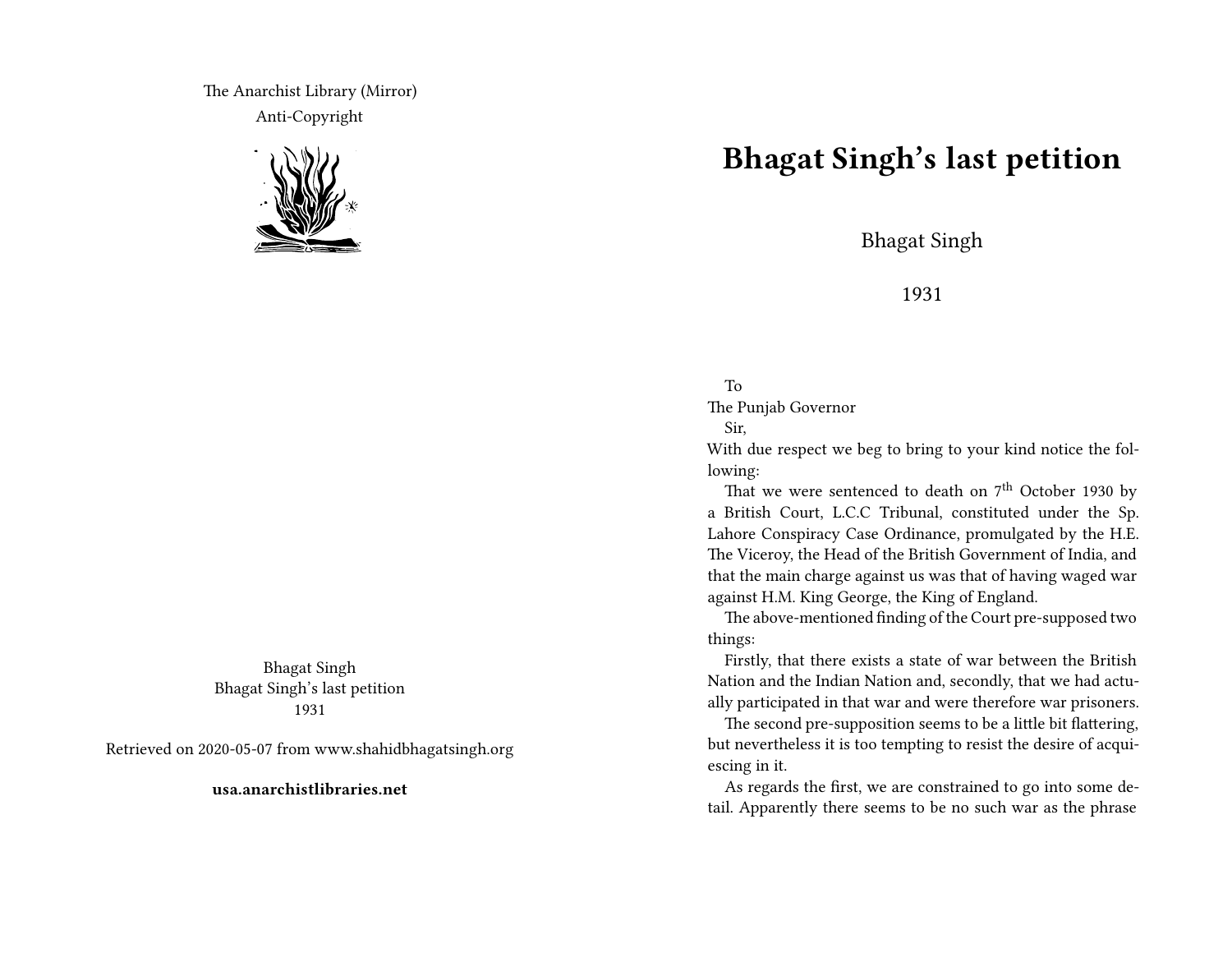The Anarchist Library (Mirror)

Anti-Copyright

Bhagat Singh
Bhagat Singh's last petition
1931

Retrieved on 2020-05-07 from www.shahidbhagatsingh.org

**usa.anarchistlibraries.net**

# Bhagat Singh's last petition

Bhagat Singh

1931

To
The Punjab Governor

Sir,

With due respect we beg to bring to your kind notice the following:

That we were sentenced to death on 7th October 1930 by a British Court, L.C.C Tribunal, constituted under the Sp. Lahore Conspiracy Case Ordinance, promulgated by the H.E. The Viceroy, the Head of the British Government of India, and that the main charge against us was that of having waged war against H.M. King George, the King of England.

The above-mentioned finding of the Court pre-supposed two things:

Firstly, that there exists a state of war between the British Nation and the Indian Nation and, secondly, that we had actually participated in that war and were therefore war prisoners.

The second pre-supposition seems to be a little bit flattering, but nevertheless it is too tempting to resist the desire of acquiescing in it.

As regards the first, we are constrained to go into some detail. Apparently there seems to be no such war as the phrase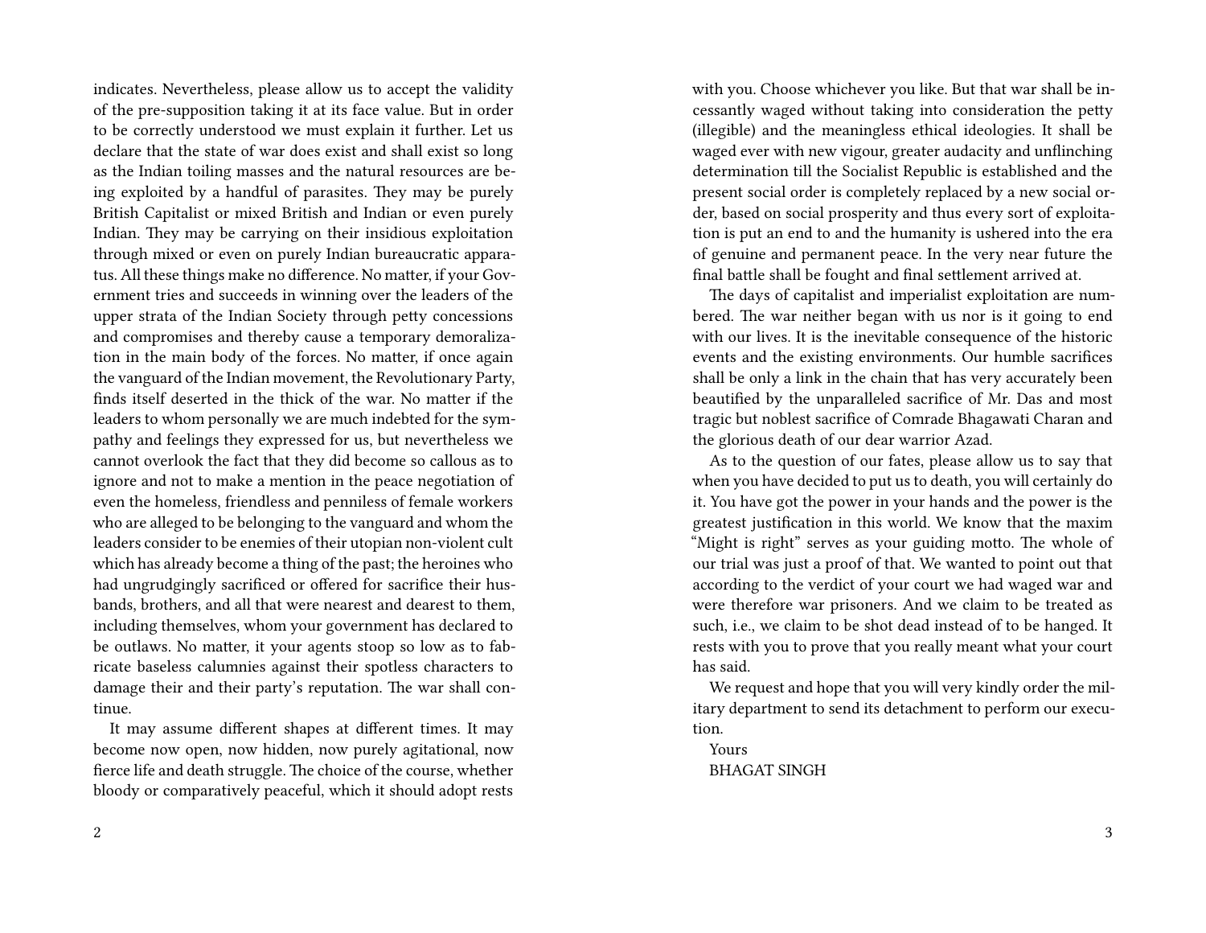indicates. Nevertheless, please allow us to accept the validity of the pre-supposition taking it at its face value. But in order to be correctly understood we must explain it further. Let us declare that the state of war does exist and shall exist so long as the Indian toiling masses and the natural resources are being exploited by a handful of parasites. They may be purely British Capitalist or mixed British and Indian or even purely Indian. They may be carrying on their insidious exploitation through mixed or even on purely Indian bureaucratic apparatus. All these things make no difference. No matter, if your Government tries and succeeds in winning over the leaders of the upper strata of the Indian Society through petty concessions and compromises and thereby cause a temporary demoralization in the main body of the forces. No matter, if once again the vanguard of the Indian movement, the Revolutionary Party, finds itself deserted in the thick of the war. No matter if the leaders to whom personally we are much indebted for the sympathy and feelings they expressed for us, but nevertheless we cannot overlook the fact that they did become so callous as to ignore and not to make a mention in the peace negotiation of even the homeless, friendless and penniless of female workers who are alleged to be belonging to the vanguard and whom the leaders consider to be enemies of their utopian non-violent cult which has already become a thing of the past; the heroines who had ungrudgingly sacrificed or offered for sacrifice their husbands, brothers, and all that were nearest and dearest to them, including themselves, whom your government has declared to be outlaws. No matter, it your agents stoop so low as to fabricate baseless calumnies against their spotless characters to damage their and their party's reputation. The war shall continue.

It may assume different shapes at different times. It may become now open, now hidden, now purely agitational, now fierce life and death struggle. The choice of the course, whether bloody or comparatively peaceful, which it should adopt rests with you. Choose whichever you like. But that war shall be incessantly waged without taking into consideration the petty (illegible) and the meaningless ethical ideologies. It shall be waged ever with new vigour, greater audacity and unflinching determination till the Socialist Republic is established and the present social order is completely replaced by a new social order, based on social prosperity and thus every sort of exploitation is put an end to and the humanity is ushered into the era of genuine and permanent peace. In the very near future the final battle shall be fought and final settlement arrived at.

The days of capitalist and imperialist exploitation are numbered. The war neither began with us nor is it going to end with our lives. It is the inevitable consequence of the historic events and the existing environments. Our humble sacrifices shall be only a link in the chain that has very accurately been beautified by the unparalleled sacrifice of Mr. Das and most tragic but noblest sacrifice of Comrade Bhagawati Charan and the glorious death of our dear warrior Azad.

As to the question of our fates, please allow us to say that when you have decided to put us to death, you will certainly do it. You have got the power in your hands and the power is the greatest justification in this world. We know that the maxim "Might is right" serves as your guiding motto. The whole of our trial was just a proof of that. We wanted to point out that according to the verdict of your court we had waged war and were therefore war prisoners. And we claim to be treated as such, i.e., we claim to be shot dead instead of to be hanged. It rests with you to prove that you really meant what your court has said.

We request and hope that you will very kindly order the military department to send its detachment to perform our execution.

Yours
BHAGAT SINGH